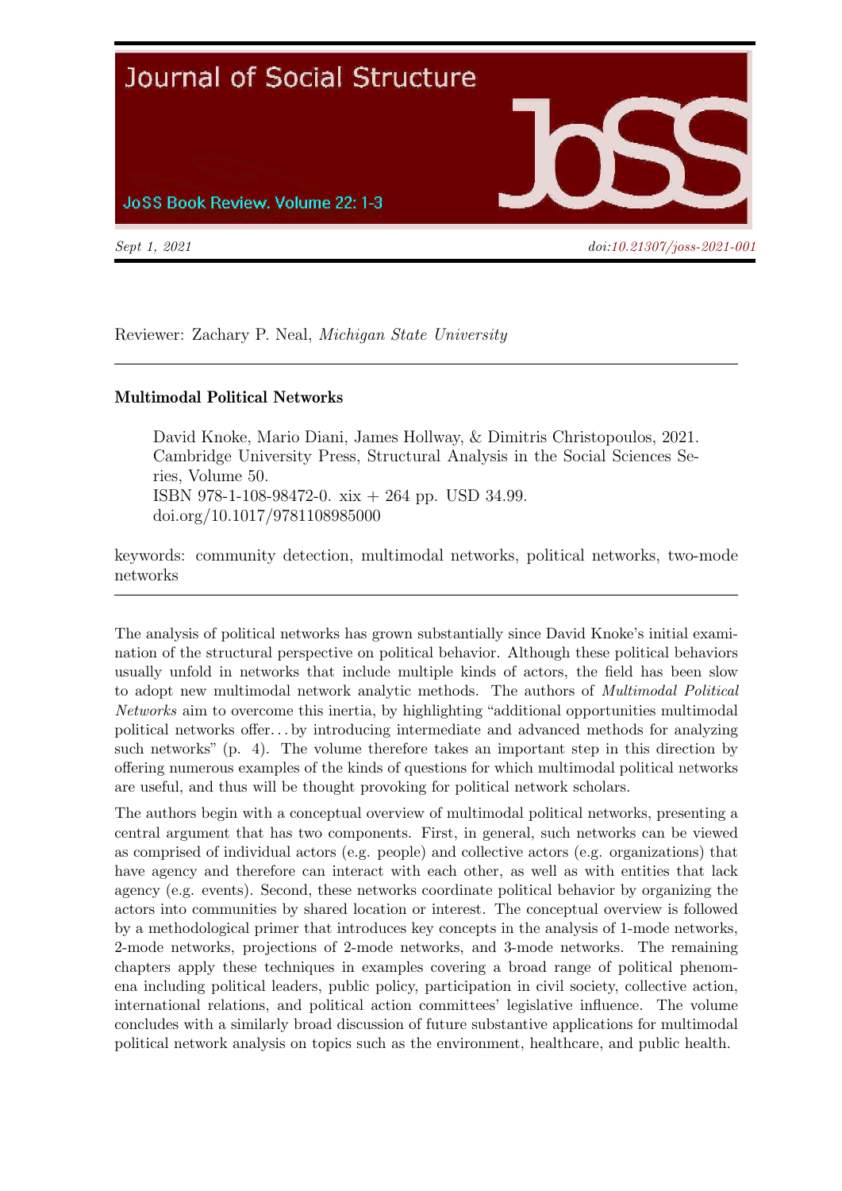Journal of Social Structure

JoSS Book Review. Volume 22: 1-3

*Sept 1, 2021* *doi:10.21307/joss-2021-001*

Reviewer: Zachary P. Neal, *Michigan State University*

---

**Multimodal Political Networks**

> David Knoke, Mario Diani, James Hollway, & Dimitris Christopoulos, 2021. Cambridge University Press, Structural Analysis in the Social Sciences Series, Volume 50.
> ISBN 978-1-108-98472-0. xix + 264 pp. USD 34.99.
> doi.org/10.1017/9781108985000

keywords: community detection, multimodal networks, political networks, two-mode networks

---

The analysis of political networks has grown substantially since David Knoke's initial examination of the structural perspective on political behavior. Although these political behaviors usually unfold in networks that include multiple kinds of actors, the field has been slow to adopt new multimodal network analytic methods. The authors of *Multimodal Political Networks* aim to overcome this inertia, by highlighting "additional opportunities multimodal political networks offer…by introducing intermediate and advanced methods for analyzing such networks" (p. 4). The volume therefore takes an important step in this direction by offering numerous examples of the kinds of questions for which multimodal political networks are useful, and thus will be thought provoking for political network scholars.

The authors begin with a conceptual overview of multimodal political networks, presenting a central argument that has two components. First, in general, such networks can be viewed as comprised of individual actors (e.g. people) and collective actors (e.g. organizations) that have agency and therefore can interact with each other, as well as with entities that lack agency (e.g. events). Second, these networks coordinate political behavior by organizing the actors into communities by shared location or interest. The conceptual overview is followed by a methodological primer that introduces key concepts in the analysis of 1-mode networks, 2-mode networks, projections of 2-mode networks, and 3-mode networks. The remaining chapters apply these techniques in examples covering a broad range of political phenomena including political leaders, public policy, participation in civil society, collective action, international relations, and political action committees' legislative influence. The volume concludes with a similarly broad discussion of future substantive applications for multimodal political network analysis on topics such as the environment, healthcare, and public health.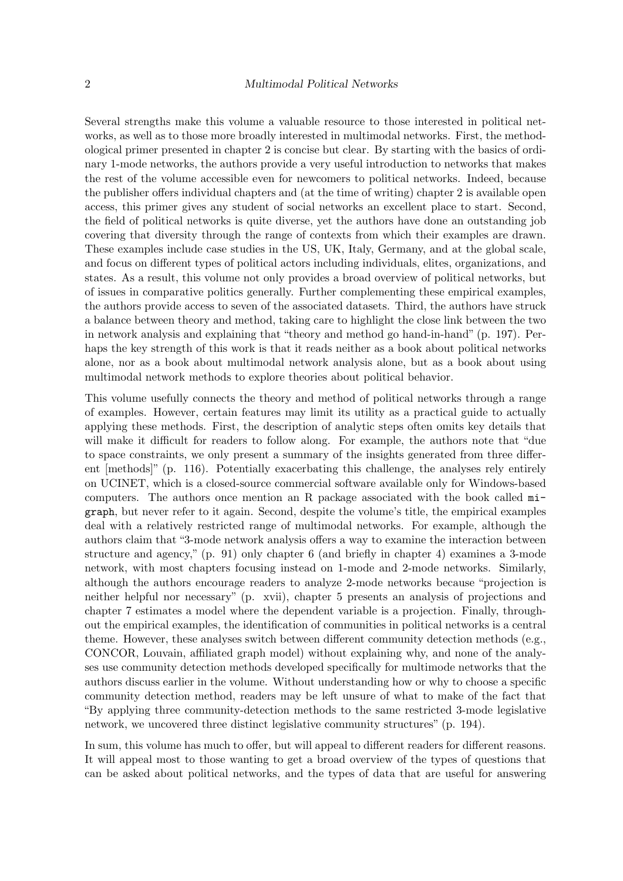Several strengths make this volume a valuable resource to those interested in political networks, as well as to those more broadly interested in multimodal networks. First, the methodological primer presented in chapter 2 is concise but clear. By starting with the basics of ordinary 1-mode networks, the authors provide a very useful introduction to networks that makes the rest of the volume accessible even for newcomers to political networks. Indeed, because the publisher offers individual chapters and (at the time of writing) chapter 2 is available open access, this primer gives any student of social networks an excellent place to start. Second, the field of political networks is quite diverse, yet the authors have done an outstanding job covering that diversity through the range of contexts from which their examples are drawn. These examples include case studies in the US, UK, Italy, Germany, and at the global scale, and focus on different types of political actors including individuals, elites, organizations, and states. As a result, this volume not only provides a broad overview of political networks, but of issues in comparative politics generally. Further complementing these empirical examples, the authors provide access to seven of the associated datasets. Third, the authors have struck a balance between theory and method, taking care to highlight the close link between the two in network analysis and explaining that "theory and method go hand-in-hand" (p. 197). Perhaps the key strength of this work is that it reads neither as a book about political networks alone, nor as a book about multimodal network analysis alone, but as a book about using multimodal network methods to explore theories about political behavior.

This volume usefully connects the theory and method of political networks through a range of examples. However, certain features may limit its utility as a practical guide to actually applying these methods. First, the description of analytic steps often omits key details that will make it difficult for readers to follow along. For example, the authors note that "due to space constraints, we only present a summary of the insights generated from three different [methods]" (p. 116). Potentially exacerbating this challenge, the analyses rely entirely on UCINET, which is a closed-source commercial software available only for Windows-based computers. The authors once mention an R package associated with the book called `migraph`, but never refer to it again. Second, despite the volume's title, the empirical examples deal with a relatively restricted range of multimodal networks. For example, although the authors claim that "3-mode network analysis offers a way to examine the interaction between structure and agency," (p. 91) only chapter 6 (and briefly in chapter 4) examines a 3-mode network, with most chapters focusing instead on 1-mode and 2-mode networks. Similarly, although the authors encourage readers to analyze 2-mode networks because "projection is neither helpful nor necessary" (p. xvii), chapter 5 presents an analysis of projections and chapter 7 estimates a model where the dependent variable is a projection. Finally, throughout the empirical examples, the identification of communities in political networks is a central theme. However, these analyses switch between different community detection methods (e.g., CONCOR, Louvain, affiliated graph model) without explaining why, and none of the analyses use community detection methods developed specifically for multimode networks that the authors discuss earlier in the volume. Without understanding how or why to choose a specific community detection method, readers may be left unsure of what to make of the fact that "By applying three community-detection methods to the same restricted 3-mode legislative network, we uncovered three distinct legislative community structures" (p. 194).

In sum, this volume has much to offer, but will appeal to different readers for different reasons. It will appeal most to those wanting to get a broad overview of the types of questions that can be asked about political networks, and the types of data that are useful for answering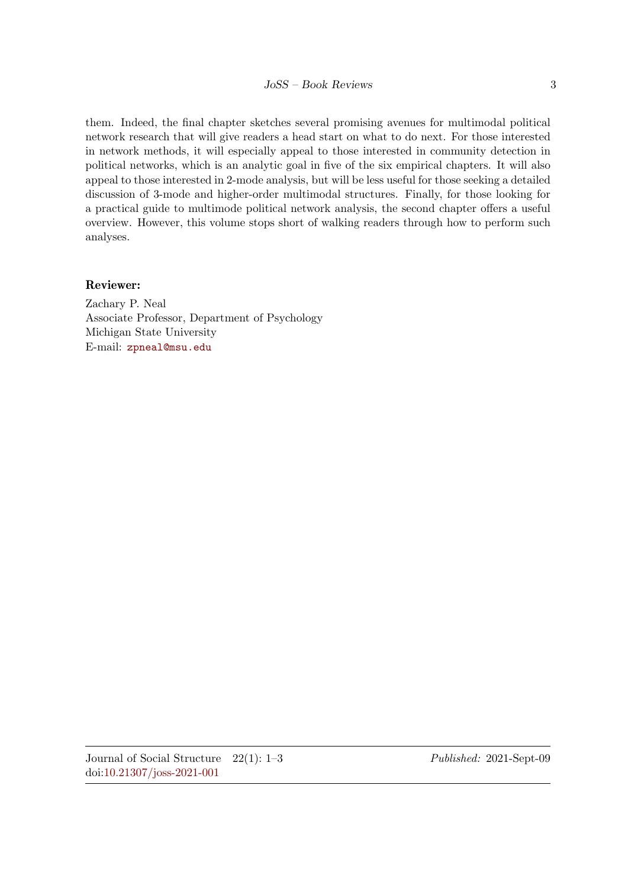them. Indeed, the final chapter sketches several promising avenues for multimodal political network research that will give readers a head start on what to do next. For those interested in network methods, it will especially appeal to those interested in community detection in political networks, which is an analytic goal in five of the six empirical chapters. It will also appeal to those interested in 2-mode analysis, but will be less useful for those seeking a detailed discussion of 3-mode and higher-order multimodal structures. Finally, for those looking for a practical guide to multimode political network analysis, the second chapter offers a useful overview. However, this volume stops short of walking readers through how to perform such analyses.

**Reviewer:**

Zachary P. Neal
Associate Professor, Department of Psychology
Michigan State University
E-mail: zpneal@msu.edu